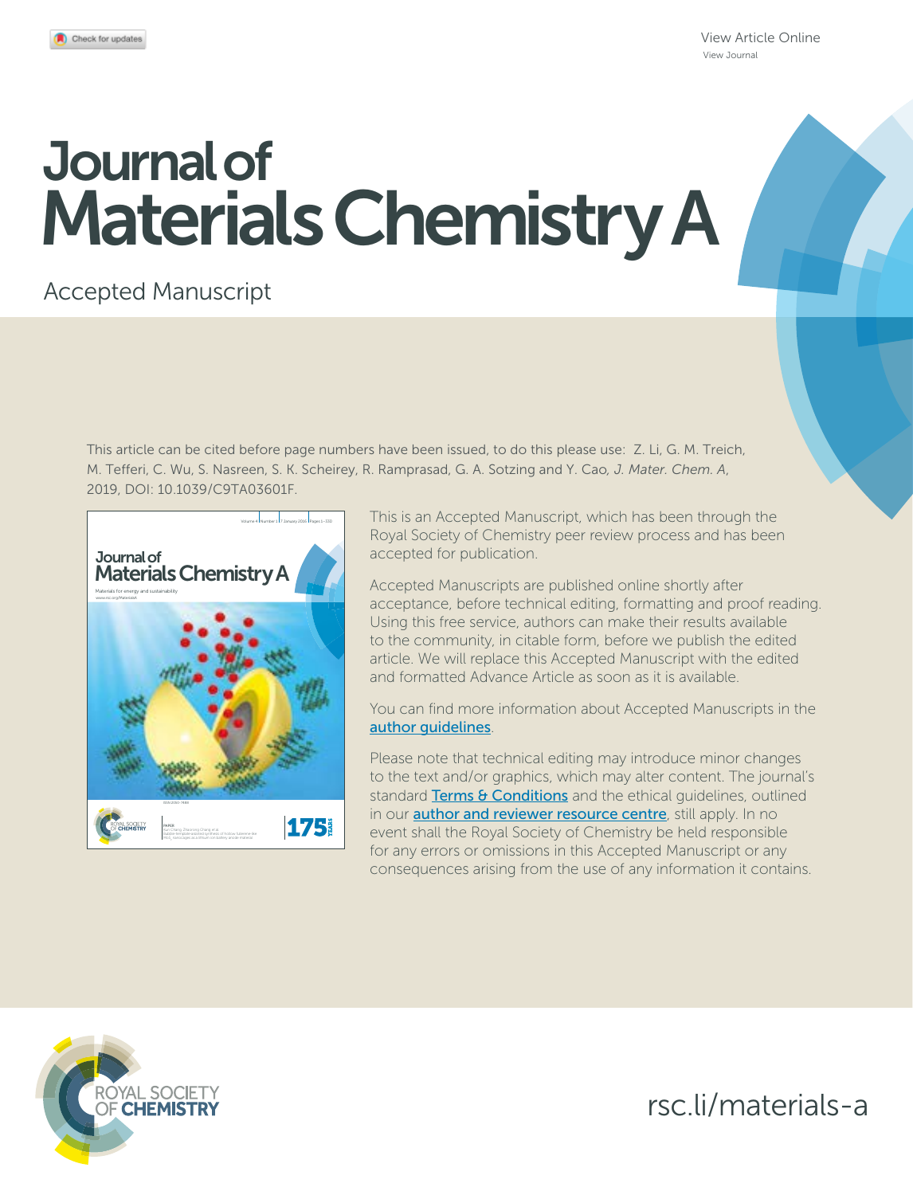View Article Online
View Journal

# Journal of Materials Chemistry A

Accepted Manuscript

This article can be cited before page numbers have been issued, to do this please use: Z. Li, G. M. Treich, M. Tefferi, C. Wu, S. Nasreen, S. K. Scheirey, R. Ramprasad, G. A. Sotzing and Y. Cao, *J. Mater. Chem. A*, 2019, DOI: 10.1039/C9TA03601F.

This is an Accepted Manuscript, which has been through the Royal Society of Chemistry peer review process and has been accepted for publication.

Accepted Manuscripts are published online shortly after acceptance, before technical editing, formatting and proof reading. Using this free service, authors can make their results available to the community, in citable form, before we publish the edited article. We will replace this Accepted Manuscript with the edited and formatted Advance Article as soon as it is available.

You can find more information about Accepted Manuscripts in the author guidelines.

Please note that technical editing may introduce minor changes to the text and/or graphics, which may alter content. The journal's standard Terms & Conditions and the ethical guidelines, outlined in our author and reviewer resource centre, still apply. In no event shall the Royal Society of Chemistry be held responsible for any errors or omissions in this Accepted Manuscript or any consequences arising from the use of any information it contains.

ROYAL SOCIETY OF CHEMISTRY

rsc.li/materials-a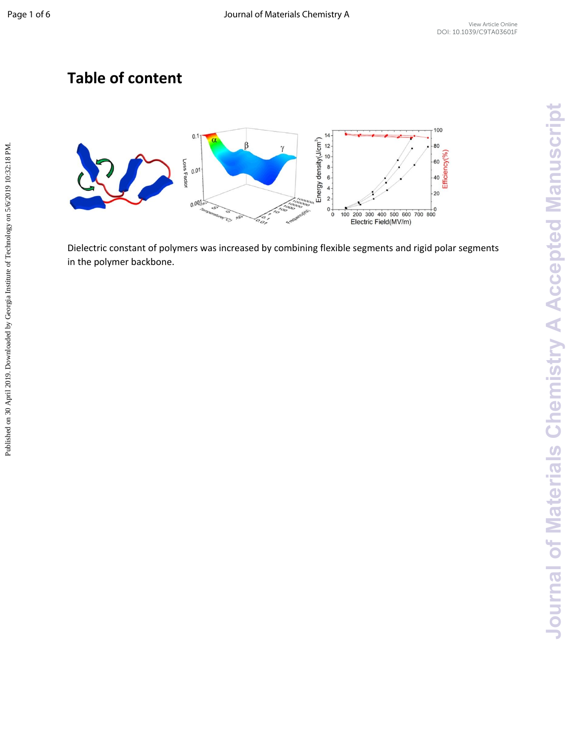# Table of content

Dielectric constant of polymers was increased by combining flexible segments and rigid polar segments in the polymer backbone.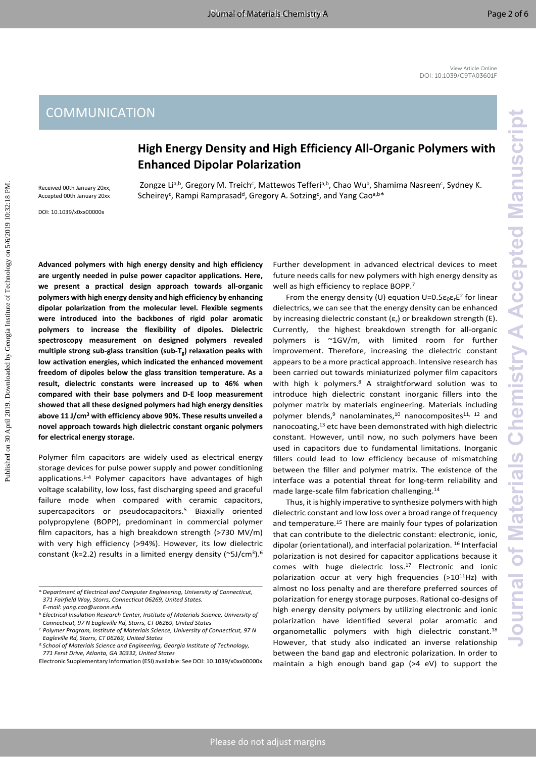# COMMUNICATION

## High Energy Density and High Efficiency All-Organic Polymers with Enhanced Dipolar Polarization

Received 00th January 20xx, Accepted 00th January 20xx

DOI: 10.1039/x0xx00000x

Zongze Li[a,b], Gregory M. Treich[c], Mattewos Tefferi[a,b], Chao Wu[b], Shamima Nasreen[c], Sydney K. Scheirey[c], Rampi Ramprasad[d], Gregory A. Sotzing[c], and Yang Cao[a,b]*

**Advanced polymers with high energy density and high efficiency are urgently needed in pulse power capacitor applications. Here, we present a practical design approach towards all-organic polymers with high energy density and high efficiency by enhancing dipolar polarization from the molecular level. Flexible segments were introduced into the backbones of rigid polar aromatic polymers to increase the flexibility of dipoles. Dielectric spectroscopy measurement on designed polymers revealed multiple strong sub-glass transition (sub-$T_g$) relaxation peaks with low activation energies, which indicated the enhanced movement freedom of dipoles below the glass transition temperature. As a result, dielectric constants were increased up to 46% when compared with their base polymers and D-E loop measurement showed that all these designed polymers had high energy densities above 11 J/cm$^3$ with efficiency above 90%. These results unveiled a novel approach towards high dielectric constant organic polymers for electrical energy storage.**

Polymer film capacitors are widely used as electrical energy storage devices for pulse power supply and power conditioning applications.[1-4] Polymer capacitors have advantages of high voltage scalability, low loss, fast discharging speed and graceful failure mode when compared with ceramic capacitors, supercapacitors or pseudocapacitors.[5] Biaxially oriented polypropylene (BOPP), predominant in commercial polymer film capacitors, has a high breakdown strength (>730 MV/m) with very high efficiency (>94%). However, its low dielectric constant (k=2.2) results in a limited energy density (~5J/cm$^3$).[6] Further development in advanced electrical devices to meet future needs calls for new polymers with high energy density as well as high efficiency to replace BOPP.[7]

From the energy density (U) equation $U=0.5\varepsilon_0\varepsilon_r E^2$ for linear dielectrics, we can see that the energy density can be enhanced by increasing dielectric constant ($\varepsilon_r$) or breakdown strength (E). Currently, the highest breakdown strength for all-organic polymers is ~1GV/m, with limited room for further improvement. Therefore, increasing the dielectric constant appears to be a more practical approach. Intensive research has been carried out towards miniaturized polymer film capacitors with high k polymers.[8] A straightforward solution was to introduce high dielectric constant inorganic fillers into the polymer matrix by materials engineering. Materials including polymer blends,[9] nanolaminates,[10] nanocomposites[11, 12] and nanocoating,[13] etc have been demonstrated with high dielectric constant. However, until now, no such polymers have been used in capacitors due to fundamental limitations. Inorganic fillers could lead to low efficiency because of mismatching between the filler and polymer matrix. The existence of the interface was a potential threat for long-term reliability and made large-scale film fabrication challenging.[14]

Thus, it is highly imperative to synthesize polymers with high dielectric constant and low loss over a broad range of frequency and temperature.[15] There are mainly four types of polarization that can contribute to the dielectric constant: electronic, ionic, dipolar (orientational), and interfacial polarization. [16] Interfacial polarization is not desired for capacitor applications because it comes with huge dielectric loss.[17] Electronic and ionic polarization occur at very high frequencies (>10$^{11}$Hz) with almost no loss penalty and are therefore preferred sources of polarization for energy storage purposes. Rational co-designs of high energy density polymers by utilizing electronic and ionic polarization have identified several polar aromatic and organometallic polymers with high dielectric constant.[18] However, that study also indicated an inverse relationship between the band gap and electronic polarization. In order to maintain a high enough band gap (>4 eV) to support the

---

[a] Department of Electrical and Computer Engineering, University of Connecticut, 371 Fairfield Way, Storrs, Connecticut 06269, United States. E-mail: yang.cao@uconn.edu

[b] Electrical Insulation Research Center, Institute of Materials Science, University of Connecticut, 97 N Eagleville Rd, Storrs, CT 06269, United States

[c] Polymer Program, Institute of Materials Science, University of Connecticut, 97 N Eagleville Rd, Storrs, CT 06269, United States

[d] School of Materials Science and Engineering, Georgia Institute of Technology, 771 Ferst Drive, Atlanta, GA 30332, United States

Electronic Supplementary Information (ESI) available: See DOI: 10.1039/x0xx00000x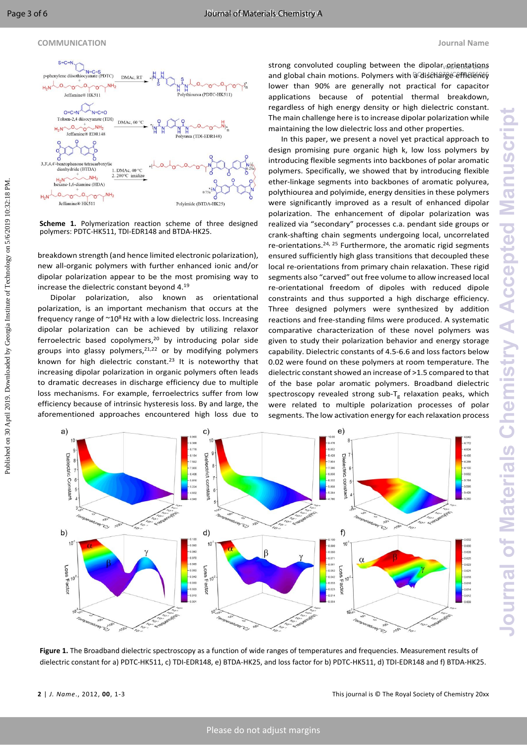**Scheme 1.** Polymerization reaction scheme of three designed polymers: PDTC-HK511, TDI-EDR148 and BTDA-HK25.

breakdown strength (and hence limited electronic polarization), new all-organic polymers with further enhanced ionic and/or dipolar polarization appear to be the most promising way to increase the dielectric constant beyond 4.[19]

Dipolar polarization, also known as orientational polarization, is an important mechanism that occurs at the frequency range of ~$10^8$ Hz with a low dielectric loss. Increasing dipolar polarization can be achieved by utilizing relaxor ferroelectric based copolymers,[20] by introducing polar side groups into glassy polymers,[21,22] or by modifying polymers known for high dielectric constant.[23] It is noteworthy that increasing dipolar polarization in organic polymers often leads to dramatic decreases in discharge efficiency due to multiple loss mechanisms. For example, ferroelectrics suffer from low efficiency because of intrinsic hysteresis loss. By and large, the aforementioned approaches encountered high loss due to strong convoluted coupling between the dipolar orientations and global chain motions. Polymers with a discharge efficiency lower than 90% are generally not practical for capacitor applications because of potential thermal breakdown, regardless of high energy density or high dielectric constant. The main challenge here is to increase dipolar polarization while maintaining the low dielectric loss and other properties.

In this paper, we present a novel yet practical approach to design promising pure organic high k, low loss polymers by introducing flexible segments into backbones of polar aromatic polymers. Specifically, we showed that by introducing flexible ether-linkage segments into backbones of aromatic polyurea, polythiourea and polyimide, energy densities in these polymers were significantly improved as a result of enhanced dipolar polarization. The enhancement of dipolar polarization was realized via "secondary" processes c.a. pendant side groups or crank-shafting chain segments undergoing local, uncorrelated re-orientations.[24, 25] Furthermore, the aromatic rigid segments ensured sufficiently high glass transitions that decoupled these local re-orientations from primary chain relaxation. These rigid segments also "carved" out free volume to allow increased local re-orientational freedom of dipoles with reduced dipole constraints and thus supported a high discharge efficiency. Three designed polymers were synthesized by addition reactions and free-standing films were produced. A systematic comparative characterization of these novel polymers was given to study their polarization behavior and energy storage capability. Dielectric constants of 4.5-6.6 and loss factors below 0.02 were found on these polymers at room temperature. The dielectric constant showed an increase of >1.5 compared to that of the base polar aromatic polymers. Broadband dielectric spectroscopy revealed strong sub-$T_g$ relaxation peaks, which were related to multiple polarization processes of polar segments. The low activation energy for each relaxation process

**Figure 1.** The Broadband dielectric spectroscopy as a function of wide ranges of temperatures and frequencies. Measurement results of dielectric constant for a) PDTC-HK511, c) TDI-EDR148, e) BTDA-HK25, and loss factor for b) PDTC-HK511, d) TDI-EDR148 and f) BTDA-HK25.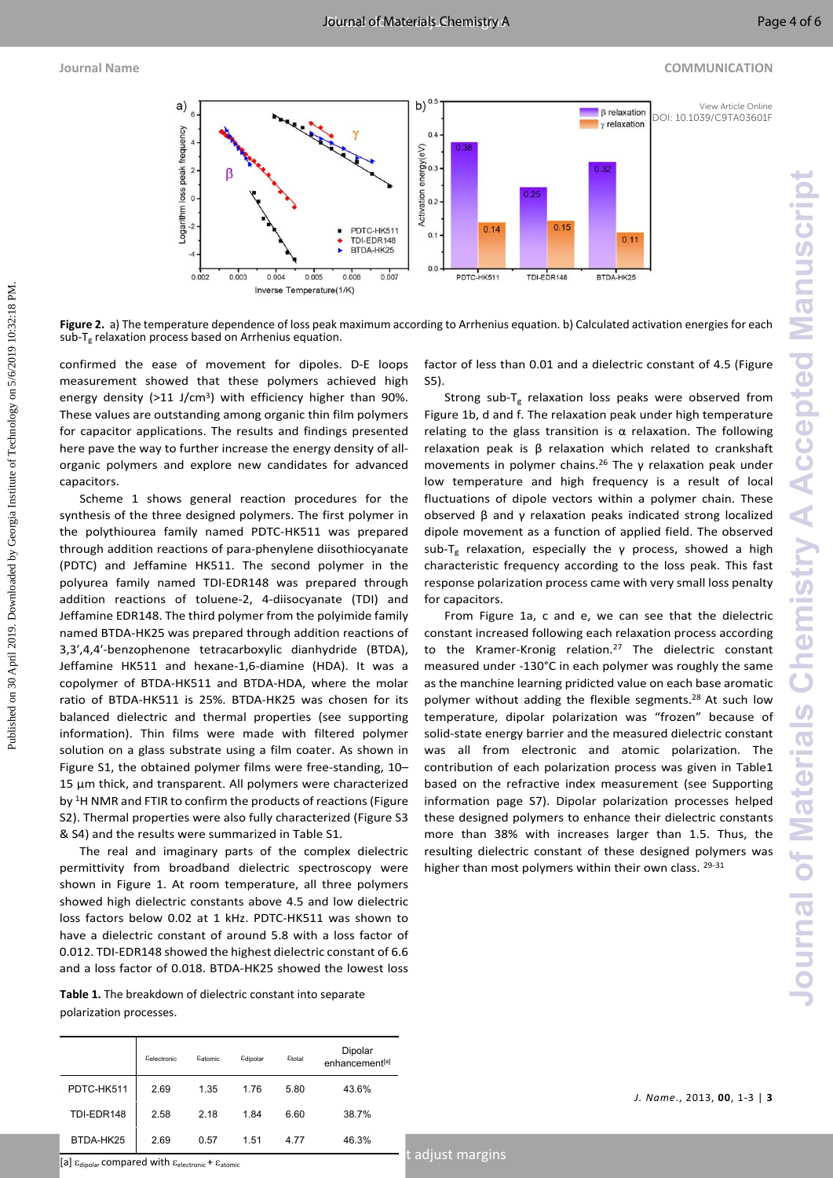**Figure 2.** a) The temperature dependence of loss peak maximum according to Arrhenius equation. b) Calculated activation energies for each sub-$T_g$ relaxation process based on Arrhenius equation.

confirmed the ease of movement for dipoles. D-E loops measurement showed that these polymers achieved high energy density (>11 J/cm³) with efficiency higher than 90%. These values are outstanding among organic thin film polymers for capacitor applications. The results and findings presented here pave the way to further increase the energy density of all-organic polymers and explore new candidates for advanced capacitors.

Scheme 1 shows general reaction procedures for the synthesis of the three designed polymers. The first polymer in the polythiourea family named PDTC-HK511 was prepared through addition reactions of para-phenylene diisothiocyanate (PDTC) and Jeffamine HK511. The second polymer in the polyurea family named TDI-EDR148 was prepared through addition reactions of toluene-2, 4-diisocyanate (TDI) and Jeffamine EDR148. The third polymer from the polyimide family named BTDA-HK25 was prepared through addition reactions of 3,3',4,4'-benzophenone tetracarboxylic dianhydride (BTDA), Jeffamine HK511 and hexane-1,6-diamine (HDA). It was a copolymer of BTDA-HK511 and BTDA-HDA, where the molar ratio of BTDA-HK511 is 25%. BTDA-HK25 was chosen for its balanced dielectric and thermal properties (see supporting information). Thin films were made with filtered polymer solution on a glass substrate using a film coater. As shown in Figure S1, the obtained polymer films were free-standing, 10–15 µm thick, and transparent. All polymers were characterized by $^{1}$H NMR and FTIR to confirm the products of reactions (Figure S2). Thermal properties were also fully characterized (Figure S3 & S4) and the results were summarized in Table S1.

The real and imaginary parts of the complex dielectric permittivity from broadband dielectric spectroscopy were shown in Figure 1. At room temperature, all three polymers showed high dielectric constants above 4.5 and low dielectric loss factors below 0.02 at 1 kHz. PDTC-HK511 was shown to have a dielectric constant of around 5.8 with a loss factor of 0.012. TDI-EDR148 showed the highest dielectric constant of 6.6 and a loss factor of 0.018. BTDA-HK25 showed the lowest loss factor of less than 0.01 and a dielectric constant of 4.5 (Figure S5).

Strong sub-$T_g$ relaxation loss peaks were observed from Figure 1b, d and f. The relaxation peak under high temperature relating to the glass transition is α relaxation. The following relaxation peak is β relaxation which related to crankshaft movements in polymer chains.[26] The γ relaxation peak under low temperature and high frequency is a result of local fluctuations of dipole vectors within a polymer chain. These observed β and γ relaxation peaks indicated strong localized dipole movement as a function of applied field. The observed sub-$T_g$ relaxation, especially the γ process, showed a high characteristic frequency according to the loss peak. This fast response polarization process came with very small loss penalty for capacitors.

From Figure 1a, c and e, we can see that the dielectric constant increased following each relaxation process according to the Kramer-Kronig relation.[27] The dielectric constant measured under -130°C in each polymer was roughly the same as the manchine learning pridicted value on each base aromatic polymer without adding the flexible segments.[28] At such low temperature, dipolar polarization was "frozen" because of solid-state energy barrier and the measured dielectric constant was all from electronic and atomic polarization. The contribution of each polarization process was given in Table1 based on the refractive index measurement (see Supporting information page S7). Dipolar polarization processes helped these designed polymers to enhance their dielectric constants more than 38% with increases larger than 1.5. Thus, the resulting dielectric constant of these designed polymers was higher than most polymers within their own class. [29-31]

**Table 1.** The breakdown of dielectric constant into separate polarization processes.

| | $\varepsilon_{electronic}$ | $\varepsilon_{atomic}$ | $\varepsilon_{dipolar}$ | $\varepsilon_{total}$ | Dipolar enhancement[a] |
|---|---|---|---|---|---|
| PDTC-HK511 | 2.69 | 1.35 | 1.76 | 5.80 | 43.6% |
| TDI-EDR148 | 2.58 | 2.18 | 1.84 | 6.60 | 38.7% |
| BTDA-HK25 | 2.69 | 0.57 | 1.51 | 4.77 | 46.3% |

[a] $\varepsilon_{dipolar}$ compared with $\varepsilon_{electronic} + \varepsilon_{atomic}$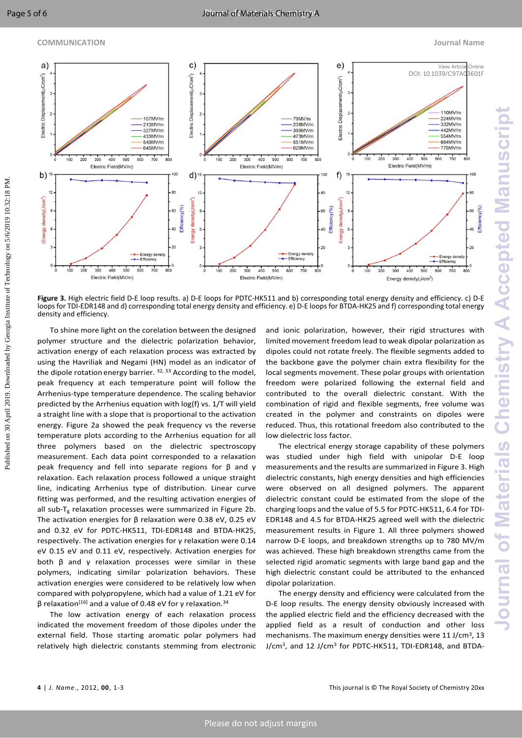**Figure 3.** High electric field D-E loop results. a) D-E loops for PDTC-HK511 and b) corresponding total energy density and efficiency. c) D-E loops for TDI-EDR148 and d) corresponding total energy density and efficiency. e) D-E loops for BTDA-HK25 and f) corresponding total energy density and efficiency.

To shine more light on the corelation between the designed polymer structure and the dielectric polarization behavior, activation energy of each relaxation process was extracted by using the Havriliak and Negami (HN) model as an indicator of the dipole rotation energy barrier.[32, 33] According to the model, peak frequency at each temperature point will follow the Arrhenius-type temperature dependence. The scaling behavior predicted by the Arrhenius equation with log(f) vs. 1/T will yield a straight line with a slope that is proportional to the activation energy. Figure 2a showed the peak frequency vs the reverse temperature plots according to the Arrhenius equation for all three polymers based on the dielectric spectroscopy measurement. Each data point corresponded to a relaxation peak frequency and fell into separate regions for β and γ relaxation. Each relaxation process followed a unique straight line, indicating Arrhenius type of distribution. Linear curve fitting was performed, and the resulting activation energies of all sub-$T_g$ relaxation processes were summarized in Figure 2b. The activation energies for β relaxation were 0.38 eV, 0.25 eV and 0.32 eV for PDTC-HK511, TDI-EDR148 and BTDA-HK25, respectively. The activation energies for γ relaxation were 0.14 eV 0.15 eV and 0.11 eV, respectively. Activation energies for both β and γ relaxation processes were similar in these polymers, indicating similar polarization behaviors. These activation energies were considered to be relatively low when compared with polypropylene, which had a value of 1.21 eV for β relaxation[16] and a value of 0.48 eV for γ relaxation.[34]

The low activation energy of each relaxation process indicated the movement freedom of those dipoles under the external field. Those starting aromatic polar polymers had relatively high dielectric constants stemming from electronic and ionic polarization, however, their rigid structures with limited movement freedom lead to weak dipolar polarization as dipoles could not rotate freely. The flexible segments added to the backbone gave the polymer chain extra flexibility for the local segments movement. These polar groups with orientation freedom were polarized following the external field and contributed to the overall dielectric constant. With the combination of rigid and flexible segments, free volume was created in the polymer and constraints on dipoles were reduced. Thus, this rotational freedom also contributed to the low dielectric loss factor.

The electrical energy storage capability of these polymers was studied under high field with unipolar D-E loop measurements and the results are summarized in Figure 3. High dielectric constants, high energy densities and high efficiencies were observed on all designed polymers. The apparent dielectric constant could be estimated from the slope of the charging loops and the value of 5.5 for PDTC-HK511, 6.4 for TDI-EDR148 and 4.5 for BTDA-HK25 agreed well with the dielectric measurement results in Figure 1. All three polymers showed narrow D-E loops, and breakdown strengths up to 780 MV/m was achieved. These high breakdown strengths came from the selected rigid aromatic segments with large band gap and the high dielectric constant could be attributed to the enhanced dipolar polarization.

The energy density and efficiency were calculated from the D-E loop results. The energy density obviously increased with the applied electric field and the efficiency decreased with the applied field as a result of conduction and other loss mechanisms. The maximum energy densities were 11 J/cm$^3$, 13 J/cm$^3$, and 12 J/cm$^3$ for PDTC-HK511, TDI-EDR148, and BTDA-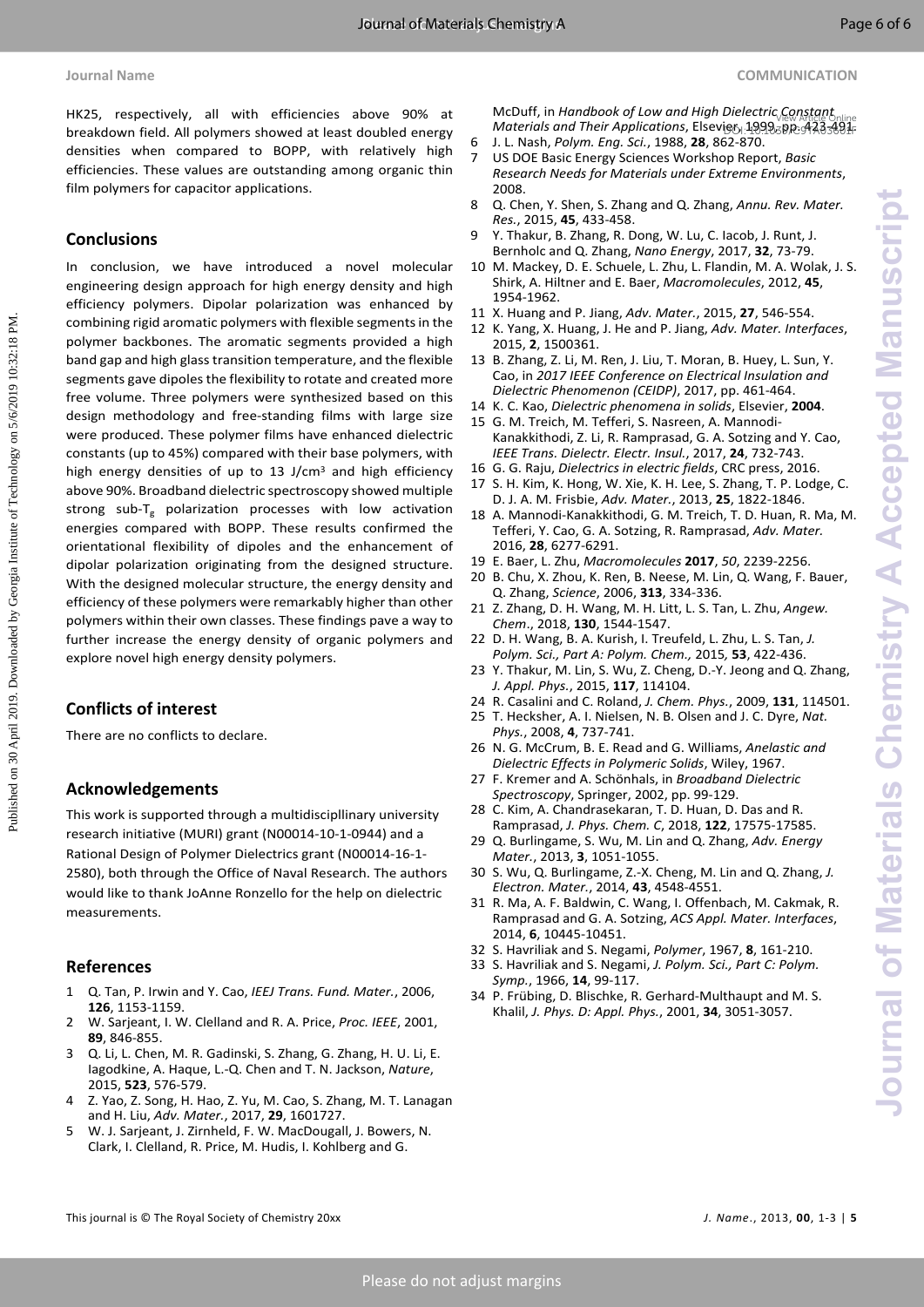HK25, respectively, all with efficiencies above 90% at breakdown field. All polymers showed at least doubled energy densities when compared to BOPP, with relatively high efficiencies. These values are outstanding among organic thin film polymers for capacitor applications.

## Conclusions

In conclusion, we have introduced a novel molecular engineering design approach for high energy density and high efficiency polymers. Dipolar polarization was enhanced by combining rigid aromatic polymers with flexible segments in the polymer backbones. The aromatic segments provided a high band gap and high glass transition temperature, and the flexible segments gave dipoles the flexibility to rotate and created more free volume. Three polymers were synthesized based on this design methodology and free-standing films with large size were produced. These polymer films have enhanced dielectric constants (up to 45%) compared with their base polymers, with high energy densities of up to 13 J/cm$^3$ and high efficiency above 90%. Broadband dielectric spectroscopy showed multiple strong sub-$T_g$ polarization processes with low activation energies compared with BOPP. These results confirmed the orientational flexibility of dipoles and the enhancement of dipolar polarization originating from the designed structure. With the designed molecular structure, the energy density and efficiency of these polymers were remarkably higher than other polymers within their own classes. These findings pave a way to further increase the energy density of organic polymers and explore novel high energy density polymers.

## Conflicts of interest

There are no conflicts to declare.

## Acknowledgements

This work is supported through a multidiscipllinary university research initiative (MURI) grant (N00014-10-1-0944) and a Rational Design of Polymer Dielectrics grant (N00014-16-1-2580), both through the Office of Naval Research. The authors would like to thank JoAnne Ronzello for the help on dielectric measurements.

## References

1. Q. Tan, P. Irwin and Y. Cao, *IEEJ Trans. Fund. Mater.*, 2006, **126**, 1153-1159.
2. W. Sarjeant, I. W. Clelland and R. A. Price, *Proc. IEEE*, 2001, **89**, 846-855.
3. Q. Li, L. Chen, M. R. Gadinski, S. Zhang, G. Zhang, H. U. Li, E. Iagodkine, A. Haque, L.-Q. Chen and T. N. Jackson, *Nature*, 2015, **523**, 576-579.
4. Z. Yao, Z. Song, H. Hao, Z. Yu, M. Cao, S. Zhang, M. T. Lanagan and H. Liu, *Adv. Mater.*, 2017, **29**, 1601727.
5. W. J. Sarjeant, J. Zirnheld, F. W. MacDougall, J. Bowers, N. Clark, I. Clelland, R. Price, M. Hudis, I. Kohlberg and G. McDuff, in *Handbook of Low and High Dielectric Constant Materials and Their Applications*, Elsevier, 1999, pp. 423-491.
6. J. L. Nash, *Polym. Eng. Sci.*, 1988, **28**, 862-870.
7. US DOE Basic Energy Sciences Workshop Report, *Basic Research Needs for Materials under Extreme Environments*, 2008.
8. Q. Chen, Y. Shen, S. Zhang and Q. Zhang, *Annu. Rev. Mater. Res.*, 2015, **45**, 433-458.
9. Y. Thakur, B. Zhang, R. Dong, W. Lu, C. Iacob, J. Runt, J. Bernholc and Q. Zhang, *Nano Energy*, 2017, **32**, 73-79.
10. M. Mackey, D. E. Schuele, L. Zhu, L. Flandin, M. A. Wolak, J. S. Shirk, A. Hiltner and E. Baer, *Macromolecules*, 2012, **45**, 1954-1962.
11. X. Huang and P. Jiang, *Adv. Mater.*, 2015, **27**, 546-554.
12. K. Yang, X. Huang, J. He and P. Jiang, *Adv. Mater. Interfaces*, 2015, **2**, 1500361.
13. B. Zhang, Z. Li, M. Ren, J. Liu, T. Moran, B. Huey, L. Sun, Y. Cao, in *2017 IEEE Conference on Electrical Insulation and Dielectric Phenomenon (CEIDP)*, 2017, pp. 461-464.
14. K. C. Kao, *Dielectric phenomena in solids*, Elsevier, **2004**.
15. G. M. Treich, M. Tefferi, S. Nasreen, A. Mannodi-Kanakkithodi, Z. Li, R. Ramprasad, G. A. Sotzing and Y. Cao, *IEEE Trans. Dielectr. Electr. Insul.*, 2017, **24**, 732-743.
16. G. G. Raju, *Dielectrics in electric fields*, CRC press, 2016.
17. S. H. Kim, K. Hong, W. Xie, K. H. Lee, S. Zhang, T. P. Lodge, C. D. J. A. M. Frisbie, *Adv. Mater.*, 2013, **25**, 1822-1846.
18. A. Mannodi-Kanakkithodi, G. M. Treich, T. D. Huan, R. Ma, M. Tefferi, Y. Cao, G. A. Sotzing, R. Ramprasad, *Adv. Mater.* 2016, **28**, 6277-6291.
19. E. Baer, L. Zhu, *Macromolecules* **2017**, *50*, 2239-2256.
20. B. Chu, X. Zhou, K. Ren, B. Neese, M. Lin, Q. Wang, F. Bauer, Q. Zhang, *Science*, 2006, **313**, 334-336.
21. Z. Zhang, D. H. Wang, M. H. Litt, L. S. Tan, L. Zhu, *Angew. Chem.*, 2018, **130**, 1544-1547.
22. D. H. Wang, B. A. Kurish, I. Treufeld, L. Zhu, L. S. Tan, *J. Polym. Sci., Part A: Polym. Chem.*, 2015, **53**, 422-436.
23. Y. Thakur, M. Lin, S. Wu, Z. Cheng, D.-Y. Jeong and Q. Zhang, *J. Appl. Phys.*, 2015, **117**, 114104.
24. R. Casalini and C. Roland, *J. Chem. Phys.*, 2009, **131**, 114501.
25. T. Hecksher, A. I. Nielsen, N. B. Olsen and J. C. Dyre, *Nat. Phys.*, 2008, **4**, 737-741.
26. N. G. McCrum, B. E. Read and G. Williams, *Anelastic and Dielectric Effects in Polymeric Solids*, Wiley, 1967.
27. F. Kremer and A. Schönhals, in *Broadband Dielectric Spectroscopy*, Springer, 2002, pp. 99-129.
28. C. Kim, A. Chandrasekaran, T. D. Huan, D. Das and R. Ramprasad, *J. Phys. Chem. C*, 2018, **122**, 17575-17585.
29. Q. Burlingame, S. Wu, M. Lin and Q. Zhang, *Adv. Energy Mater.*, 2013, **3**, 1051-1055.
30. S. Wu, Q. Burlingame, Z.-X. Cheng, M. Lin and Q. Zhang, *J. Electron. Mater.*, 2014, **43**, 4548-4551.
31. R. Ma, A. F. Baldwin, C. Wang, I. Offenbach, M. Cakmak, R. Ramprasad and G. A. Sotzing, *ACS Appl. Mater. Interfaces*, 2014, **6**, 10445-10451.
32. S. Havriliak and S. Negami, *Polymer*, 1967, **8**, 161-210.
33. S. Havriliak and S. Negami, *J. Polym. Sci., Part C: Polym. Symp.*, 1966, **14**, 99-117.
34. P. Frübing, D. Blischke, R. Gerhard-Multhaupt and M. S. Khalil, *J. Phys. D: Appl. Phys.*, 2001, **34**, 3051-3057.